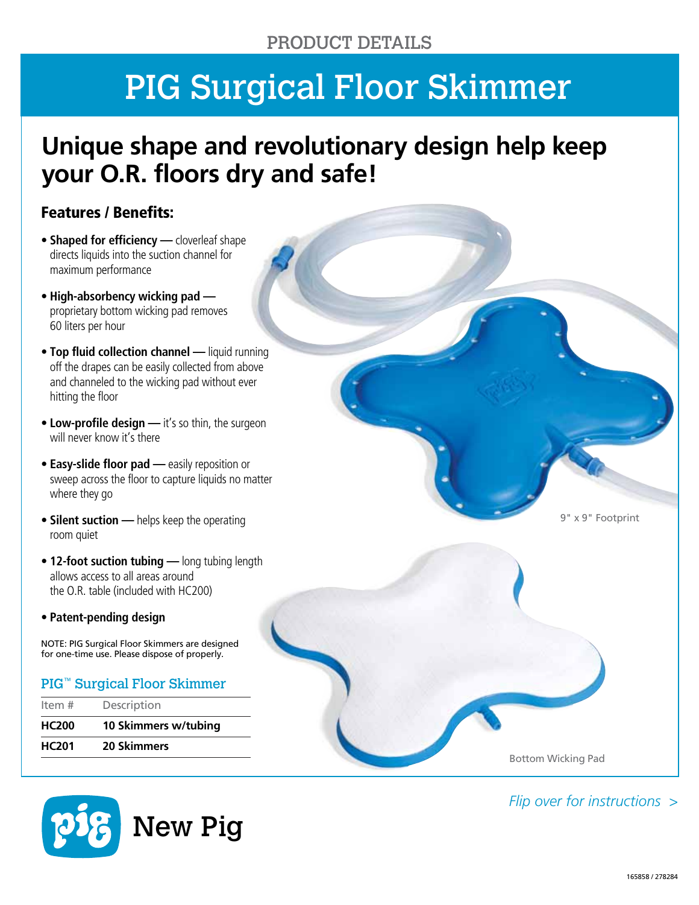PRODUCT DETAILS

# PIG Surgical Floor Skimmer

## Unique shape and revolutionary design help keep your O.R. floors dry and safe!

### Features / Benefits:

- **Shaped for efficiency —** cloverleaf shape directs liquids into the suction channel for maximum performance
- **High-absorbency wicking pad —** proprietary bottom wicking pad removes 60 liters per hour
- **Top fluid collection channel —** liquid running off the drapes can be easily collected from above and channeled to the wicking pad without ever hitting the floor
- **Low-profile design —** it's so thin, the surgeon will never know it's there
- **Easy-slide floor pad —** easily reposition or sweep across the floor to capture liquids no matter where they go
- **Silent suction —** helps keep the operating room quiet
- **12-foot suction tubing —** long tubing length allows access to all areas around the O.R. table (included with HC200)
- **Patent-pending design**

NOTE: PIG Surgical Floor Skimmers are designed for one-time use. Please dispose of properly.

### PIG™ Surgical Floor Skimmer

| Item # | Description |
|---|---|
| **HC200** | **10 Skimmers w/tubing** |
| **HC201** | **20 Skimmers** |

9" x 9" Footprint

Bottom Wicking Pad

New Pig

*Flip over for instructions >*

165858 / 278284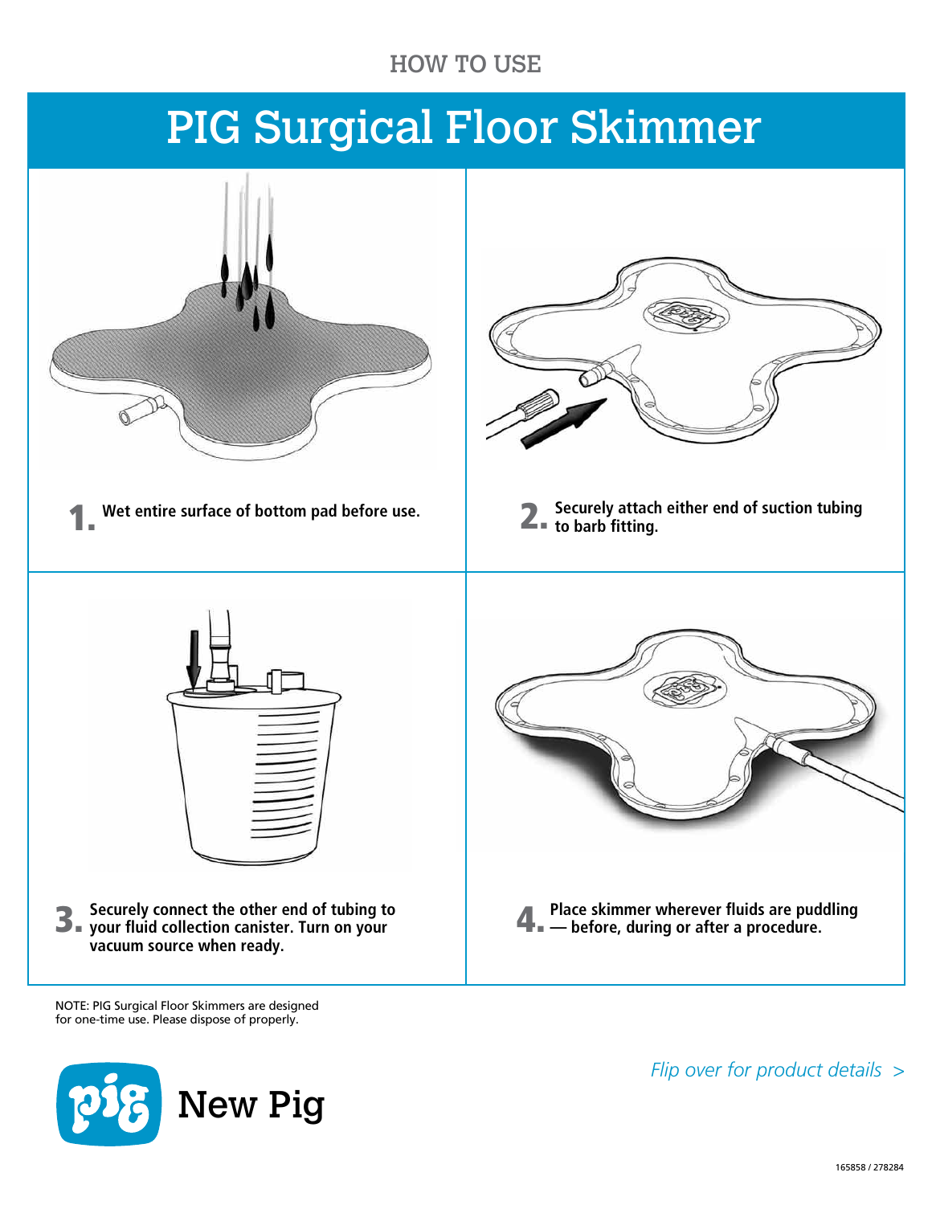HOW TO USE

# PIG Surgical Floor Skimmer

1. **Wet entire surface of bottom pad before use.**

2. **Securely attach either end of suction tubing to barb fitting.**

3. **Securely connect the other end of tubing to your fluid collection canister. Turn on your vacuum source when ready.**

4. **Place skimmer wherever fluids are puddling — before, during or after a procedure.**

NOTE: PIG Surgical Floor Skimmers are designed for one-time use. Please dispose of properly.

New Pig

*Flip over for product details >*

165858 / 278284